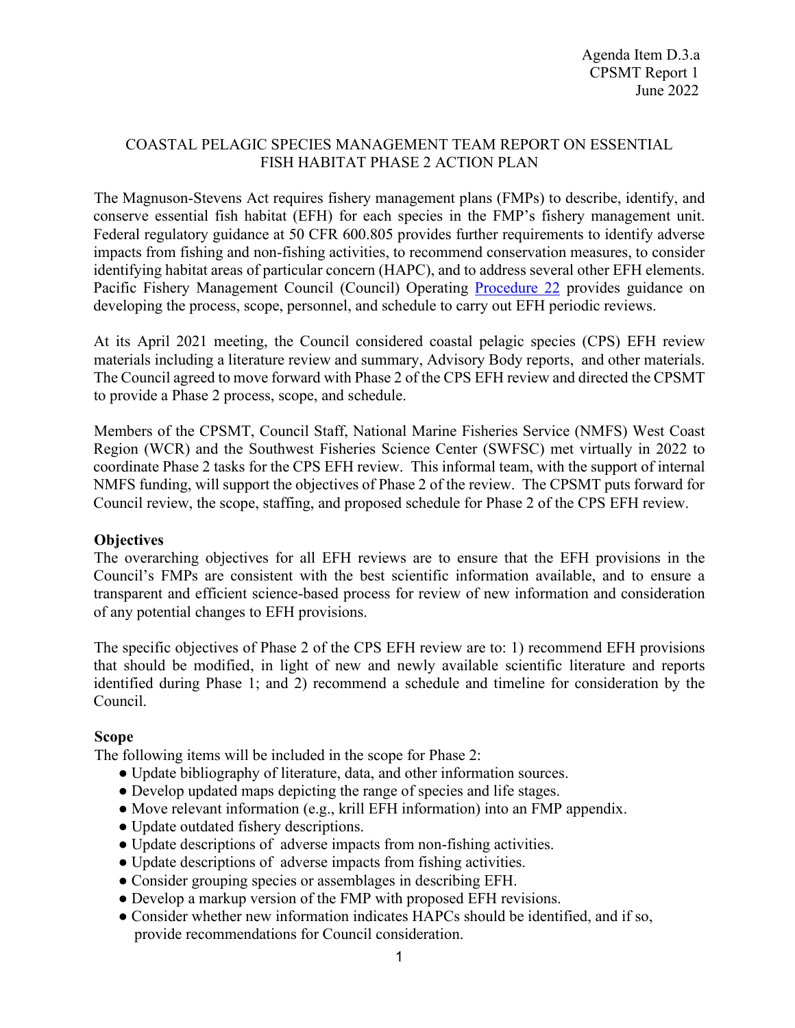Agenda Item D.3.a
CPSMT Report 1
June 2022

# COASTAL PELAGIC SPECIES MANAGEMENT TEAM REPORT ON ESSENTIAL FISH HABITAT PHASE 2 ACTION PLAN

The Magnuson-Stevens Act requires fishery management plans (FMPs) to describe, identify, and conserve essential fish habitat (EFH) for each species in the FMP's fishery management unit. Federal regulatory guidance at 50 CFR 600.805 provides further requirements to identify adverse impacts from fishing and non-fishing activities, to recommend conservation measures, to consider identifying habitat areas of particular concern (HAPC), and to address several other EFH elements. Pacific Fishery Management Council (Council) Operating Procedure 22 provides guidance on developing the process, scope, personnel, and schedule to carry out EFH periodic reviews.

At its April 2021 meeting, the Council considered coastal pelagic species (CPS) EFH review materials including a literature review and summary, Advisory Body reports, and other materials. The Council agreed to move forward with Phase 2 of the CPS EFH review and directed the CPSMT to provide a Phase 2 process, scope, and schedule.

Members of the CPSMT, Council Staff, National Marine Fisheries Service (NMFS) West Coast Region (WCR) and the Southwest Fisheries Science Center (SWFSC) met virtually in 2022 to coordinate Phase 2 tasks for the CPS EFH review. This informal team, with the support of internal NMFS funding, will support the objectives of Phase 2 of the review. The CPSMT puts forward for Council review, the scope, staffing, and proposed schedule for Phase 2 of the CPS EFH review.

**Objectives**

The overarching objectives for all EFH reviews are to ensure that the EFH provisions in the Council's FMPs are consistent with the best scientific information available, and to ensure a transparent and efficient science-based process for review of new information and consideration of any potential changes to EFH provisions.

The specific objectives of Phase 2 of the CPS EFH review are to: 1) recommend EFH provisions that should be modified, in light of new and newly available scientific literature and reports identified during Phase 1; and 2) recommend a schedule and timeline for consideration by the Council.

**Scope**

The following items will be included in the scope for Phase 2:

- Update bibliography of literature, data, and other information sources.
- Develop updated maps depicting the range of species and life stages.
- Move relevant information (e.g., krill EFH information) into an FMP appendix.
- Update outdated fishery descriptions.
- Update descriptions of adverse impacts from non-fishing activities.
- Update descriptions of adverse impacts from fishing activities.
- Consider grouping species or assemblages in describing EFH.
- Develop a markup version of the FMP with proposed EFH revisions.
- Consider whether new information indicates HAPCs should be identified, and if so, provide recommendations for Council consideration.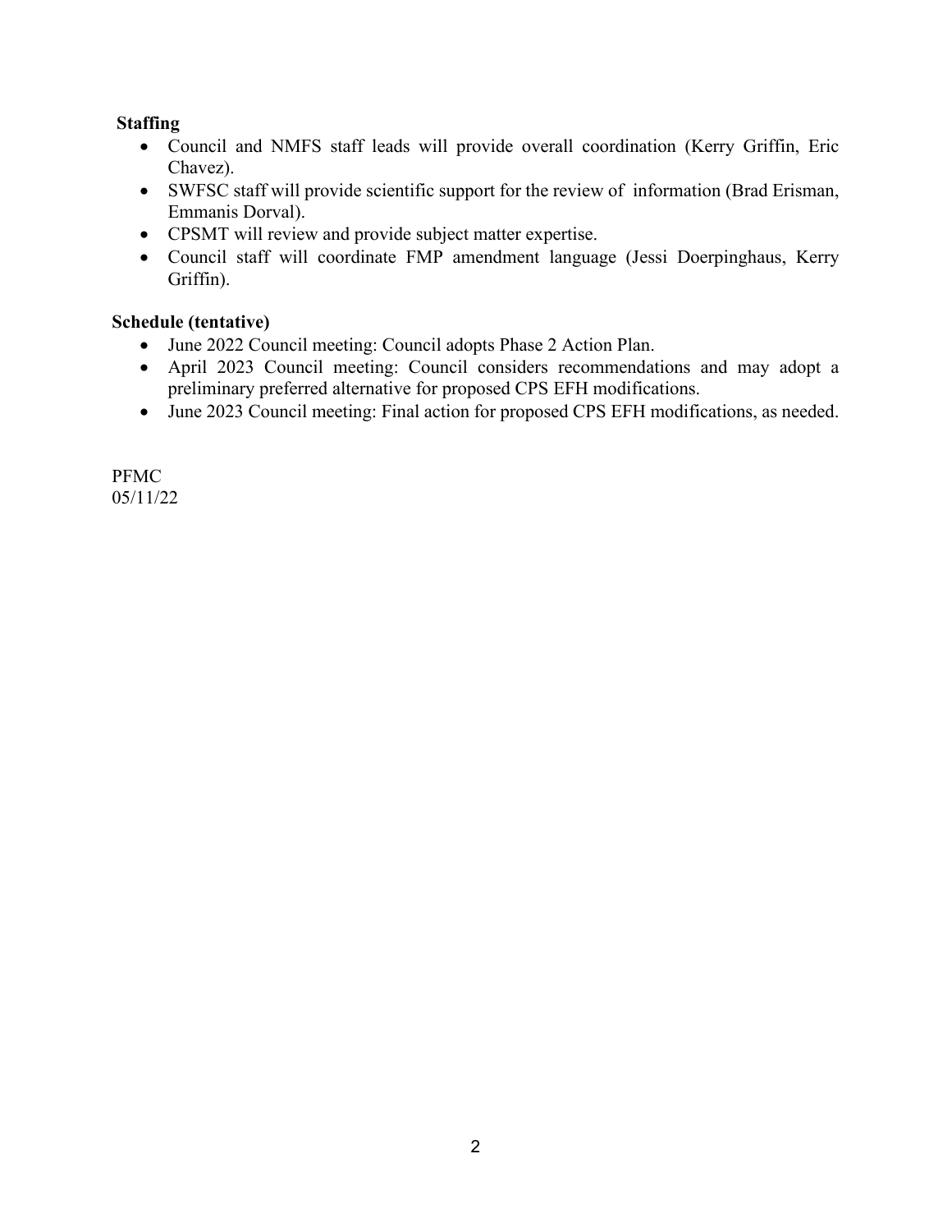**Staffing**

- Council and NMFS staff leads will provide overall coordination (Kerry Griffin, Eric Chavez).
- SWFSC staff will provide scientific support for the review of information (Brad Erisman, Emmanis Dorval).
- CPSMT will review and provide subject matter expertise.
- Council staff will coordinate FMP amendment language (Jessi Doerpinghaus, Kerry Griffin).

**Schedule (tentative)**

- June 2022 Council meeting: Council adopts Phase 2 Action Plan.
- April 2023 Council meeting: Council considers recommendations and may adopt a preliminary preferred alternative for proposed CPS EFH modifications.
- June 2023 Council meeting: Final action for proposed CPS EFH modifications, as needed.

PFMC
05/11/22